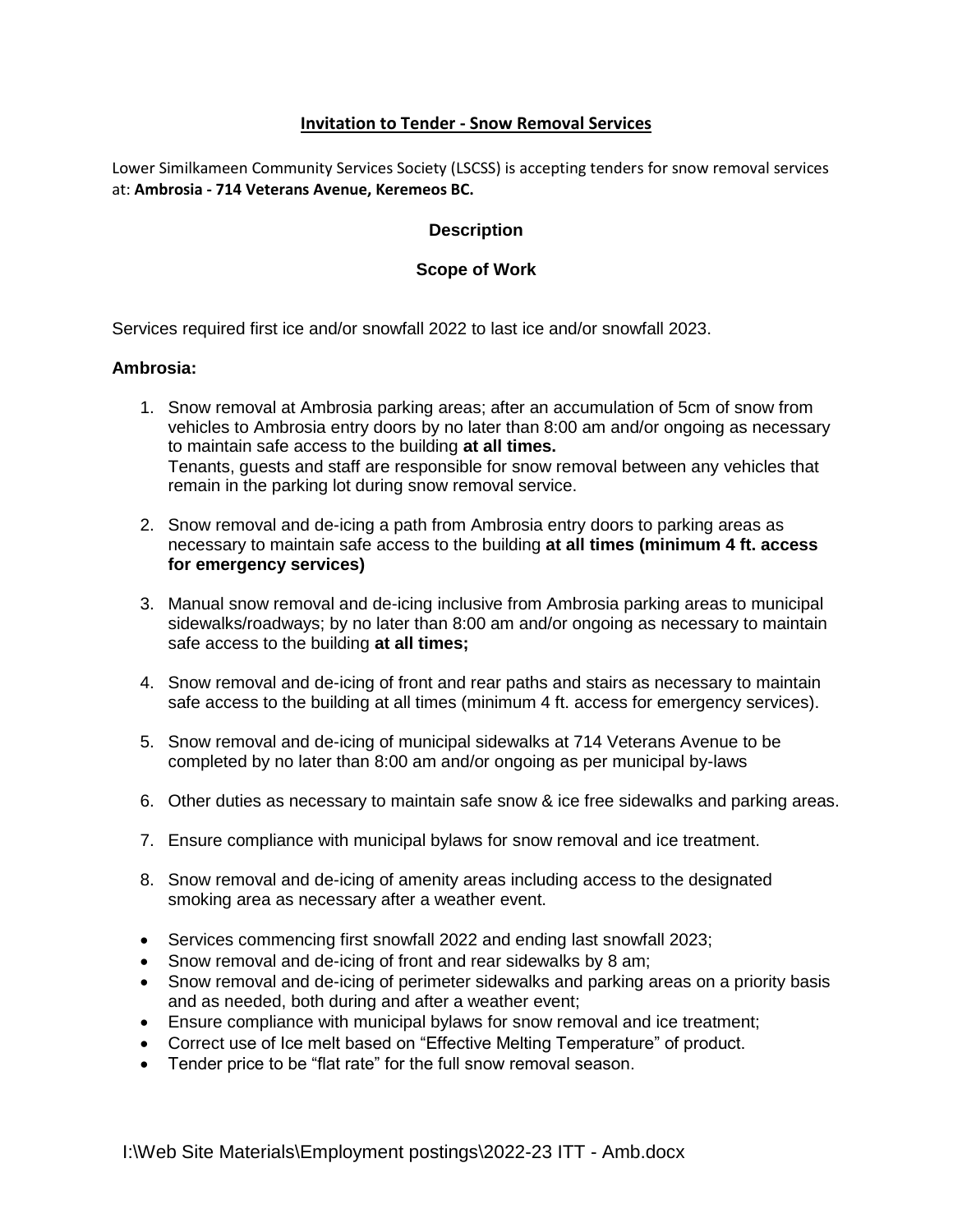# Invitation to Tender - Snow Removal Services

Lower Similkameen Community Services Society (LSCSS) is accepting tenders for snow removal services at: **Ambrosia - 714 Veterans Avenue, Keremeos BC.**

## Description

## Scope of Work

Services required first ice and/or snowfall 2022 to last ice and/or snowfall 2023.

**Ambrosia:**

1. Snow removal at Ambrosia parking areas; after an accumulation of 5cm of snow from vehicles to Ambrosia entry doors by no later than 8:00 am and/or ongoing as necessary to maintain safe access to the building **at all times.**
   Tenants, guests and staff are responsible for snow removal between any vehicles that remain in the parking lot during snow removal service.

2. Snow removal and de-icing a path from Ambrosia entry doors to parking areas as necessary to maintain safe access to the building **at all times (minimum 4 ft. access for emergency services)**

3. Manual snow removal and de-icing inclusive from Ambrosia parking areas to municipal sidewalks/roadways; by no later than 8:00 am and/or ongoing as necessary to maintain safe access to the building **at all times;**

4. Snow removal and de-icing of front and rear paths and stairs as necessary to maintain safe access to the building at all times (minimum 4 ft. access for emergency services).

5. Snow removal and de-icing of municipal sidewalks at 714 Veterans Avenue to be completed by no later than 8:00 am and/or ongoing as per municipal by-laws

6. Other duties as necessary to maintain safe snow & ice free sidewalks and parking areas.

7. Ensure compliance with municipal bylaws for snow removal and ice treatment.

8. Snow removal and de-icing of amenity areas including access to the designated smoking area as necessary after a weather event.

- Services commencing first snowfall 2022 and ending last snowfall 2023;
- Snow removal and de-icing of front and rear sidewalks by 8 am;
- Snow removal and de-icing of perimeter sidewalks and parking areas on a priority basis and as needed, both during and after a weather event;
- Ensure compliance with municipal bylaws for snow removal and ice treatment;
- Correct use of Ice melt based on "Effective Melting Temperature" of product.
- Tender price to be "flat rate" for the full snow removal season.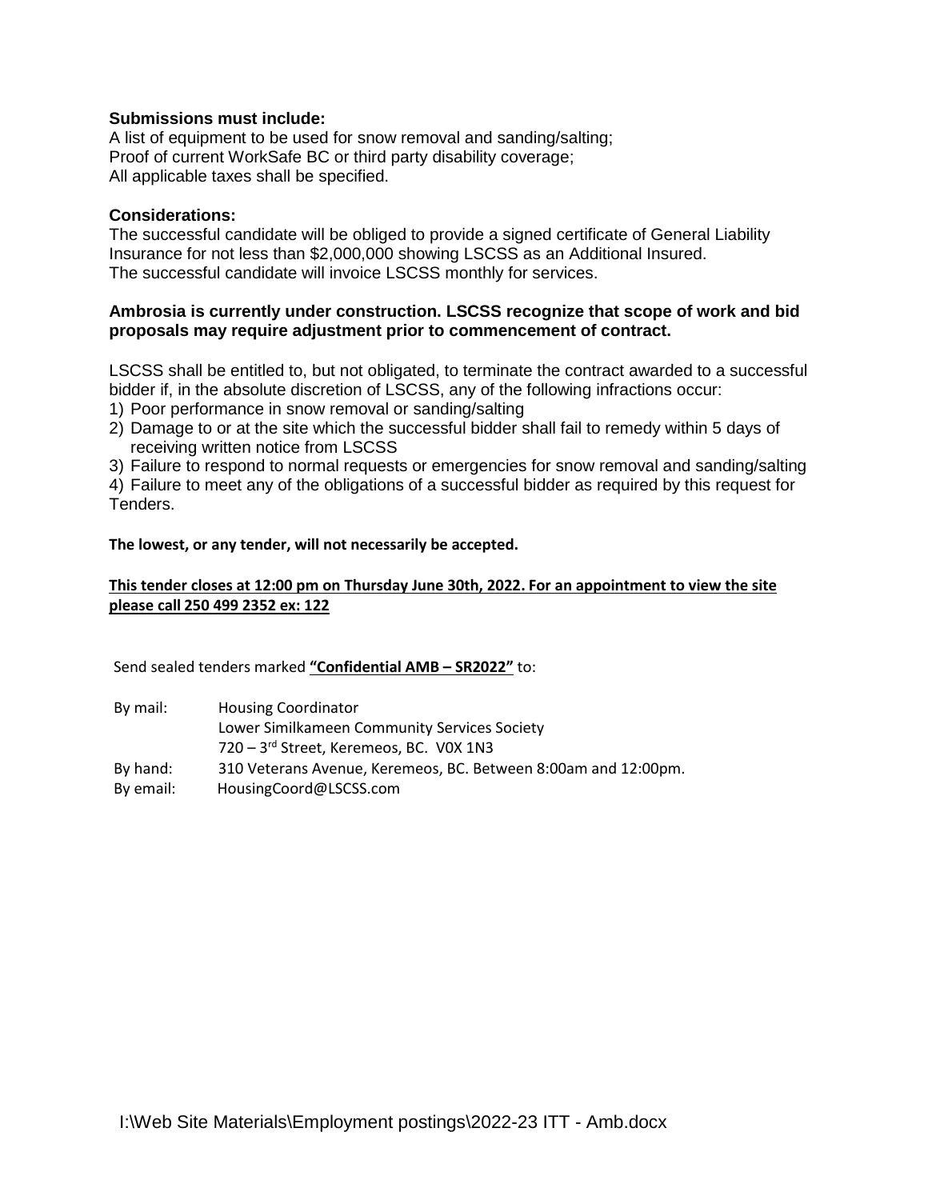**Submissions must include:**

A list of equipment to be used for snow removal and sanding/salting;
Proof of current WorkSafe BC or third party disability coverage;
All applicable taxes shall be specified.

**Considerations:**

The successful candidate will be obliged to provide a signed certificate of General Liability Insurance for not less than $2,000,000 showing LSCSS as an Additional Insured.
The successful candidate will invoice LSCSS monthly for services.

**Ambrosia is currently under construction. LSCSS recognize that scope of work and bid proposals may require adjustment prior to commencement of contract.**

LSCSS shall be entitled to, but not obligated, to terminate the contract awarded to a successful bidder if, in the absolute discretion of LSCSS, any of the following infractions occur:

1) Poor performance in snow removal or sanding/salting
2) Damage to or at the site which the successful bidder shall fail to remedy within 5 days of receiving written notice from LSCSS
3) Failure to respond to normal requests or emergencies for snow removal and sanding/salting
4) Failure to meet any of the obligations of a successful bidder as required by this request for Tenders.

**The lowest, or any tender, will not necessarily be accepted.**

**<u>This tender closes at 12:00 pm on Thursday June 30th, 2022. For an appointment to view the site please call 250 499 2352 ex: 122</u>**

Send sealed tenders marked **<u>"Confidential AMB – SR2022"</u>** to:

| | |
|---|---|
| By mail: | Housing Coordinator<br>Lower Similkameen Community Services Society<br>720 – 3rd Street, Keremeos, BC. V0X 1N3 |
| By hand: | 310 Veterans Avenue, Keremeos, BC. Between 8:00am and 12:00pm. |
| By email: | HousingCoord@LSCSS.com |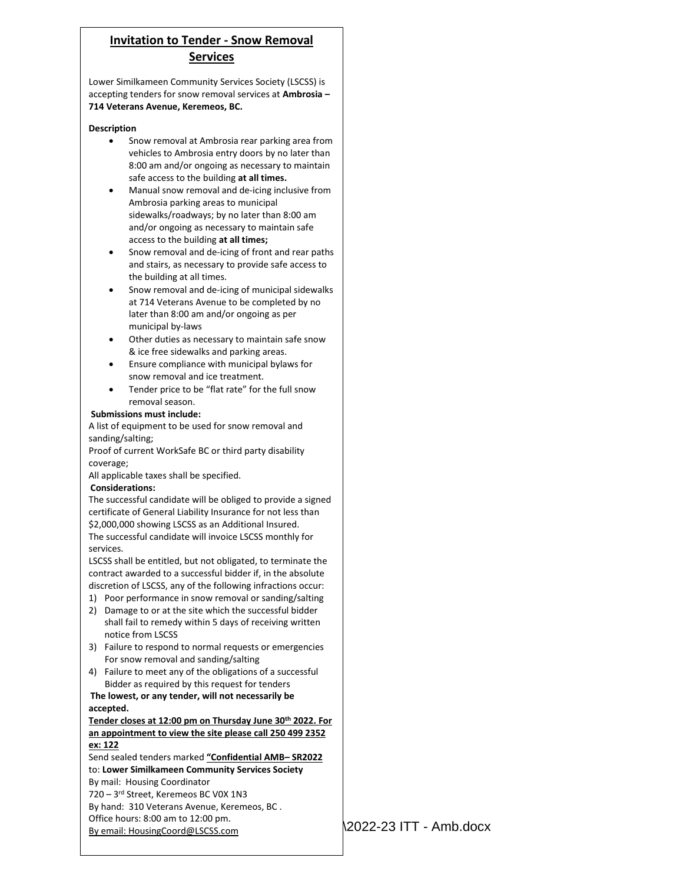## Invitation to Tender - Snow Removal Services

Lower Similkameen Community Services Society (LSCSS) is accepting tenders for snow removal services at **Ambrosia – 714 Veterans Avenue, Keremeos, BC.**

**Description**

- Snow removal at Ambrosia rear parking area from vehicles to Ambrosia entry doors by no later than 8:00 am and/or ongoing as necessary to maintain safe access to the building **at all times.**
- Manual snow removal and de-icing inclusive from Ambrosia parking areas to municipal sidewalks/roadways; by no later than 8:00 am and/or ongoing as necessary to maintain safe access to the building **at all times;**
- Snow removal and de-icing of front and rear paths and stairs, as necessary to provide safe access to the building at all times.
- Snow removal and de-icing of municipal sidewalks at 714 Veterans Avenue to be completed by no later than 8:00 am and/or ongoing as per municipal by-laws
- Other duties as necessary to maintain safe snow & ice free sidewalks and parking areas.
- Ensure compliance with municipal bylaws for snow removal and ice treatment.
- Tender price to be "flat rate" for the full snow removal season.

**Submissions must include:**

A list of equipment to be used for snow removal and sanding/salting;

Proof of current WorkSafe BC or third party disability coverage;

All applicable taxes shall be specified.

**Considerations:**

The successful candidate will be obliged to provide a signed certificate of General Liability Insurance for not less than $2,000,000 showing LSCSS as an Additional Insured.

The successful candidate will invoice LSCSS monthly for services.

LSCSS shall be entitled, but not obligated, to terminate the contract awarded to a successful bidder if, in the absolute discretion of LSCSS, any of the following infractions occur:

1) Poor performance in snow removal or sanding/salting
2) Damage to or at the site which the successful bidder shall fail to remedy within 5 days of receiving written notice from LSCSS
3) Failure to respond to normal requests or emergencies For snow removal and sanding/salting
4) Failure to meet any of the obligations of a successful Bidder as required by this request for tenders

**The lowest, or any tender, will not necessarily be accepted.**

**Tender closes at 12:00 pm on Thursday June 30th 2022. For an appointment to view the site please call 250 499 2352 ex: 122**

Send sealed tenders marked **"Confidential AMB– SR2022** to: **Lower Similkameen Community Services Society**

By mail: Housing Coordinator

720 – 3rd Street, Keremeos BC V0X 1N3

By hand: 310 Veterans Avenue, Keremeos, BC .

Office hours: 8:00 am to 12:00 pm.

By email: HousingCoord@LSCSS.com

\2022-23 ITT - Amb.docx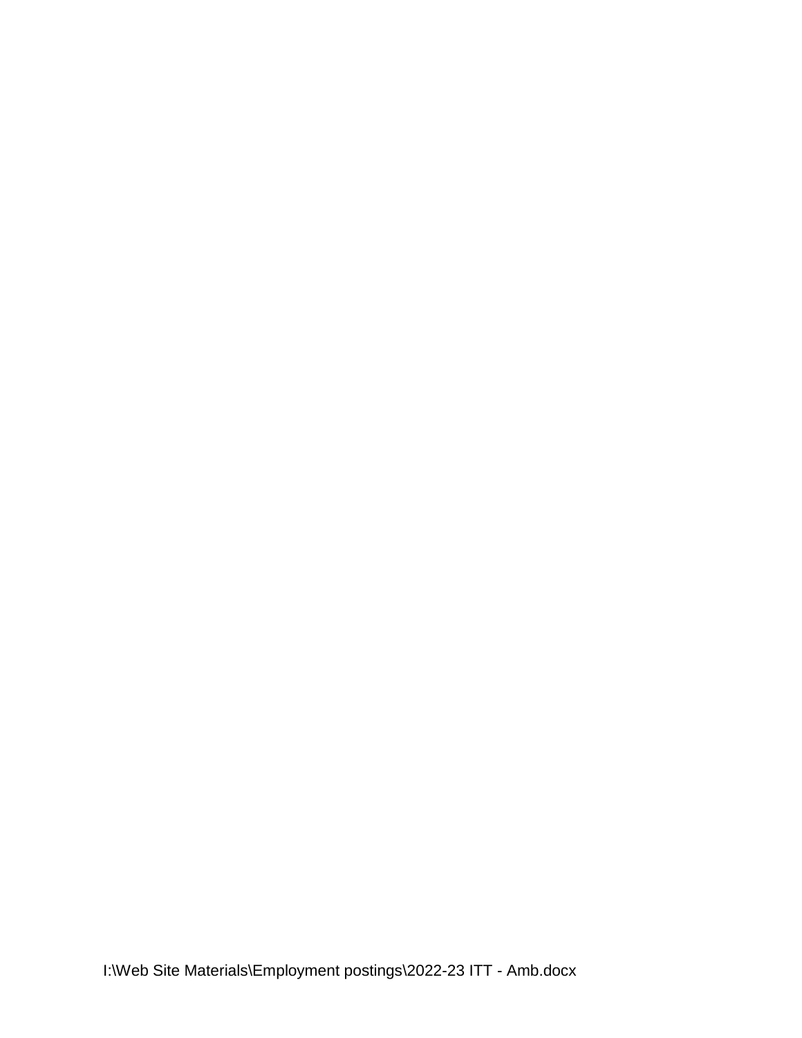I:\Web Site Materials\Employment postings\2022-23 ITT - Amb.docx